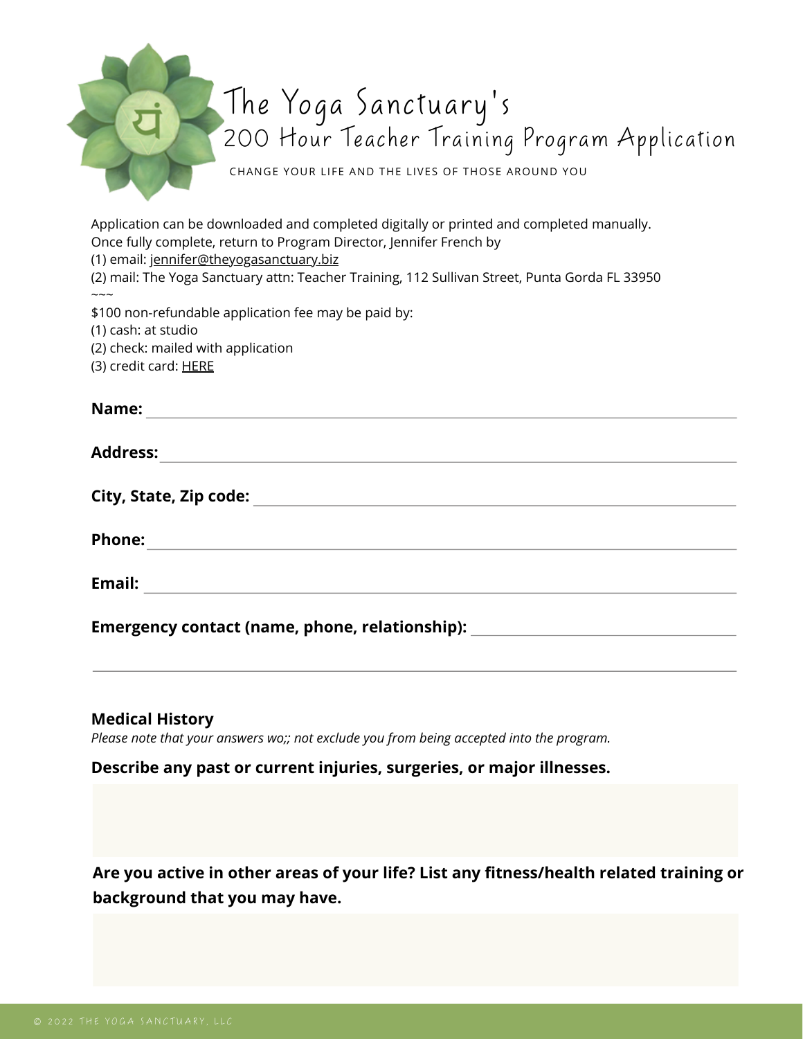# The Yoga Sanctuary's
## 200 Hour Teacher Training Program Application

CHANGE YOUR LIFE AND THE LIVES OF THOSE AROUND YOU

Application can be downloaded and completed digitally or printed and completed manually.
Once fully complete, return to Program Director, Jennifer French by
(1) email: jennifer@theyogasanctuary.biz
(2) mail: The Yoga Sanctuary attn: Teacher Training, 112 Sullivan Street, Punta Gorda FL 33950
~~~
$100 non-refundable application fee may be paid by:
(1) cash: at studio
(2) check: mailed with application
(3) credit card: HERE

**Name:** ______________________________

**Address:** ______________________________

**City, State, Zip code:** ______________________________

**Phone:** ______________________________

**Email:** ______________________________

**Emergency contact (name, phone, relationship):** ______________________________

______________________________

### Medical History

*Please note that your answers wo;; not exclude you from being accepted into the program.*

**Describe any past or current injuries, surgeries, or major illnesses.**

**Are you active in other areas of your life? List any fitness/health related training or background that you may have.**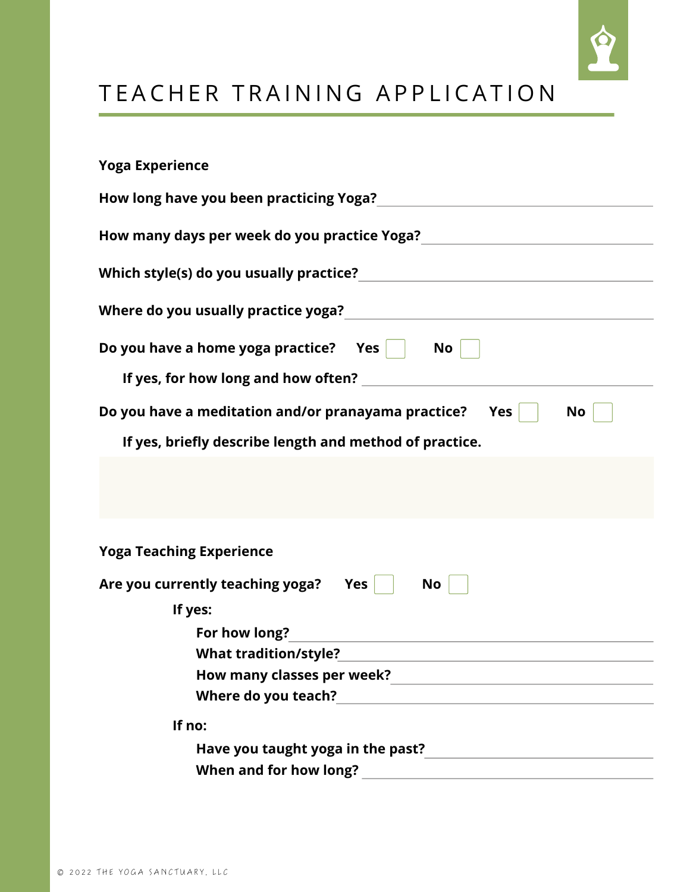# TEACHER TRAINING APPLICATION

**Yoga Experience**

**How long have you been practicing Yoga?** ______________________

**How many days per week do you practice Yoga?** ______________________

**Which style(s) do you usually practice?** ______________________

**Where do you usually practice yoga?** ______________________

**Do you have a home yoga practice?** **Yes** ☐ **No** ☐

**If yes, for how long and how often?** ______________________

**Do you have a meditation and/or pranayama practice?** **Yes** ☐ **No** ☐

**If yes, briefly describe length and method of practice.**

**Yoga Teaching Experience**

**Are you currently teaching yoga?** **Yes** ☐ **No** ☐

**If yes:**

- **For how long?** ______________________
- **What tradition/style?** ______________________
- **How many classes per week?** ______________________
- **Where do you teach?** ______________________

**If no:**

- **Have you taught yoga in the past?** ______________________
- **When and for how long?** ______________________

© 2022 THE YOGA SANCTUARY, LLC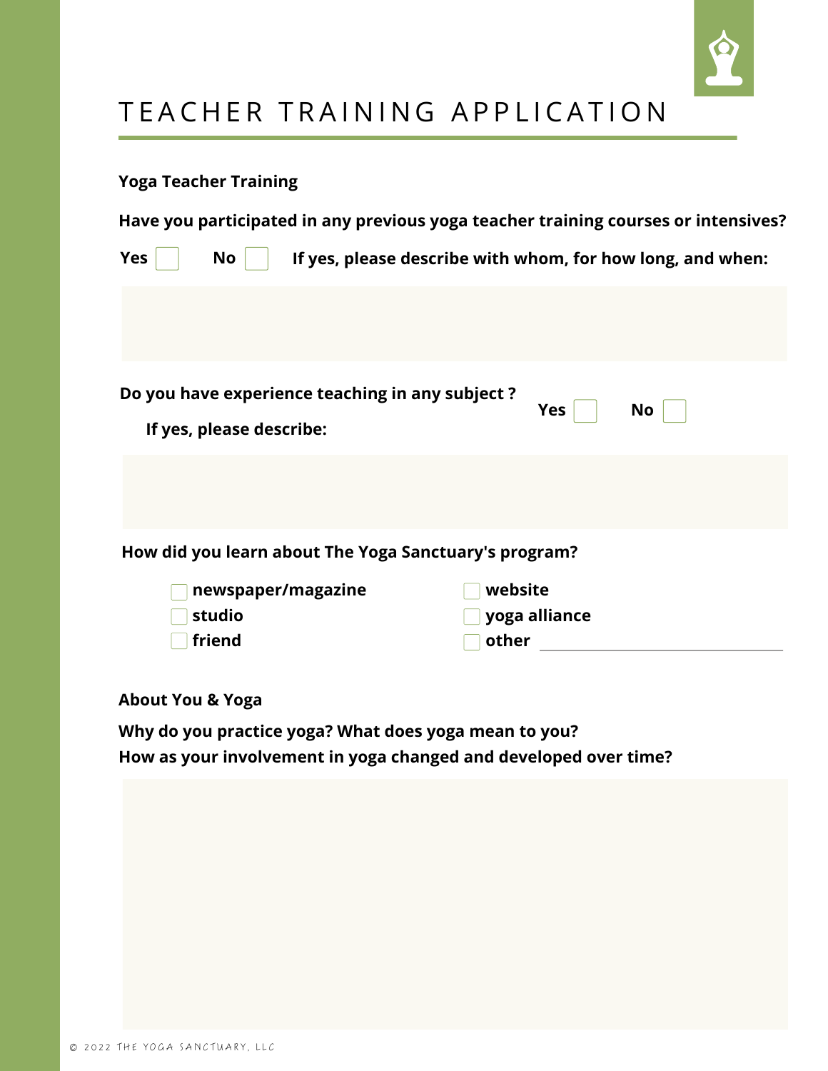# TEACHER TRAINING APPLICATION

**Yoga Teacher Training**

**Have you participated in any previous yoga teacher training courses or intensives?**

**Yes** ☐ **No** ☐ **If yes, please describe with whom, for how long, and when:**

**Do you have experience teaching in any subject ?** **Yes** ☐ **No** ☐

**If yes, please describe:**

**How did you learn about The Yoga Sanctuary's program?**

- ☐ **newspaper/magazine**
- ☐ **studio**
- ☐ **friend**
- ☐ **website**
- ☐ **yoga alliance**
- ☐ **other** ____________________

**About You & Yoga**

**Why do you practice yoga? What does yoga mean to you?**

**How as your involvement in yoga changed and developed over time?**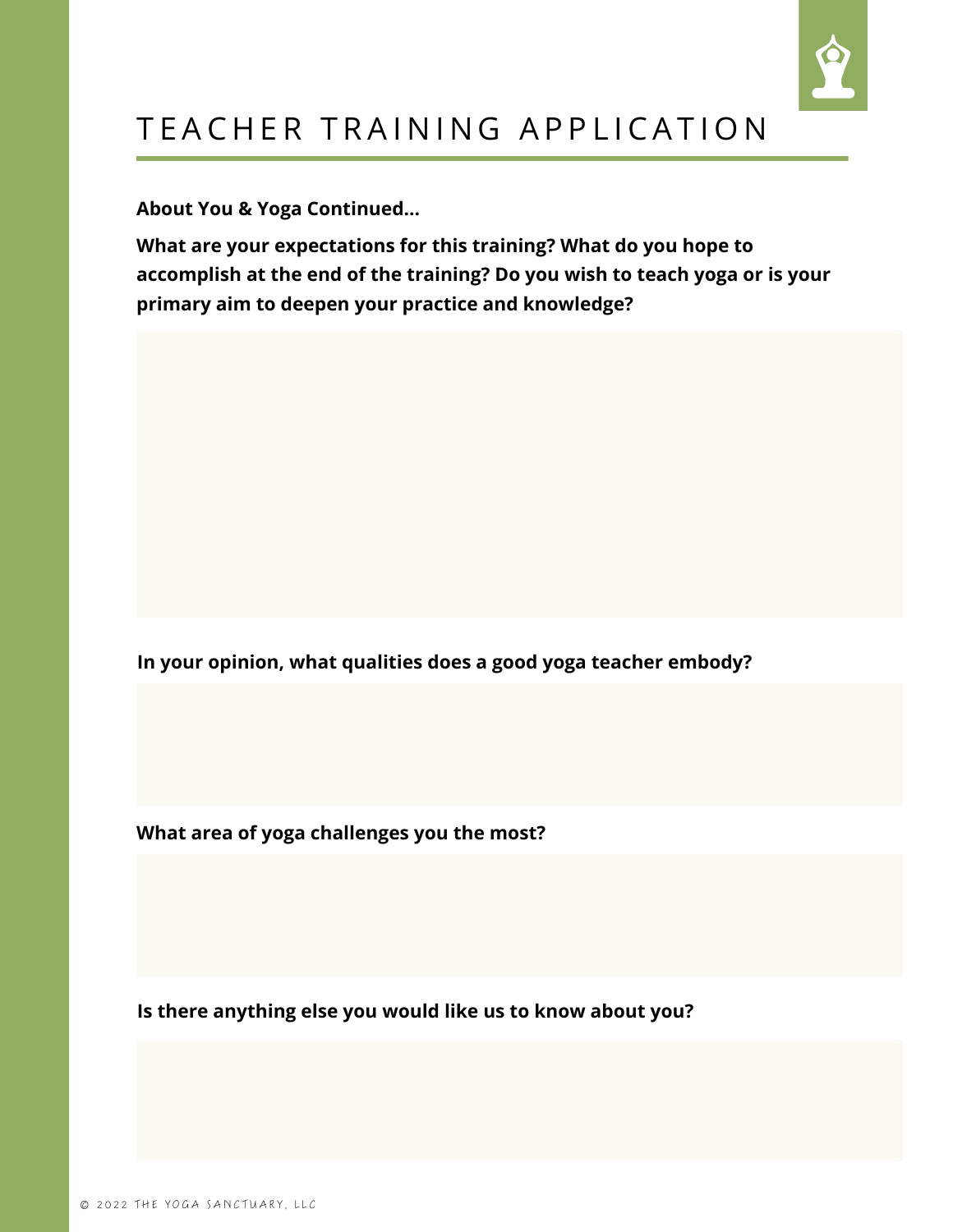# TEACHER TRAINING APPLICATION

**About You & Yoga Continued...**

**What are your expectations for this training? What do you hope to accomplish at the end of the training? Do you wish to teach yoga or is your primary aim to deepen your practice and knowledge?**

**In your opinion, what qualities does a good yoga teacher embody?**

**What area of yoga challenges you the most?**

**Is there anything else you would like us to know about you?**

© 2022 THE YOGA SANCTUARY, LLC